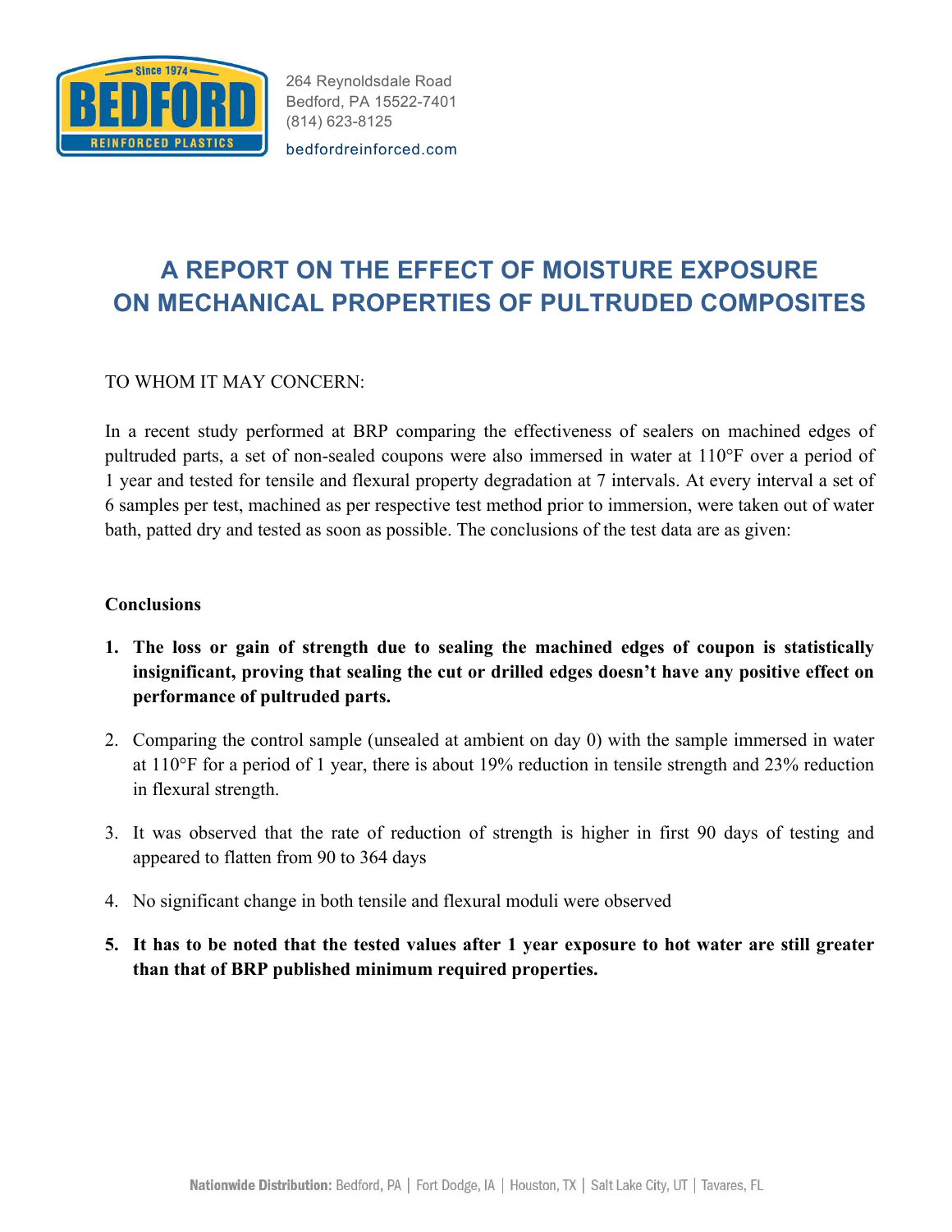264 Reynoldsdale Road
Bedford, PA 15522-7401
(814) 623-8125
bedfordreinforced.com

# A REPORT ON THE EFFECT OF MOISTURE EXPOSURE ON MECHANICAL PROPERTIES OF PULTRUDED COMPOSITES

TO WHOM IT MAY CONCERN:

In a recent study performed at BRP comparing the effectiveness of sealers on machined edges of pultruded parts, a set of non-sealed coupons were also immersed in water at 110°F over a period of 1 year and tested for tensile and flexural property degradation at 7 intervals. At every interval a set of 6 samples per test, machined as per respective test method prior to immersion, were taken out of water bath, patted dry and tested as soon as possible. The conclusions of the test data are as given:

**Conclusions**

1. **The loss or gain of strength due to sealing the machined edges of coupon is statistically insignificant, proving that sealing the cut or drilled edges doesn't have any positive effect on performance of pultruded parts.**
2. Comparing the control sample (unsealed at ambient on day 0) with the sample immersed in water at 110°F for a period of 1 year, there is about 19% reduction in tensile strength and 23% reduction in flexural strength.
3. It was observed that the rate of reduction of strength is higher in first 90 days of testing and appeared to flatten from 90 to 364 days
4. No significant change in both tensile and flexural moduli were observed
5. **It has to be noted that the tested values after 1 year exposure to hot water are still greater than that of BRP published minimum required properties.**

**Nationwide Distribution:** Bedford, PA | Fort Dodge, IA | Houston, TX | Salt Lake City, UT | Tavares, FL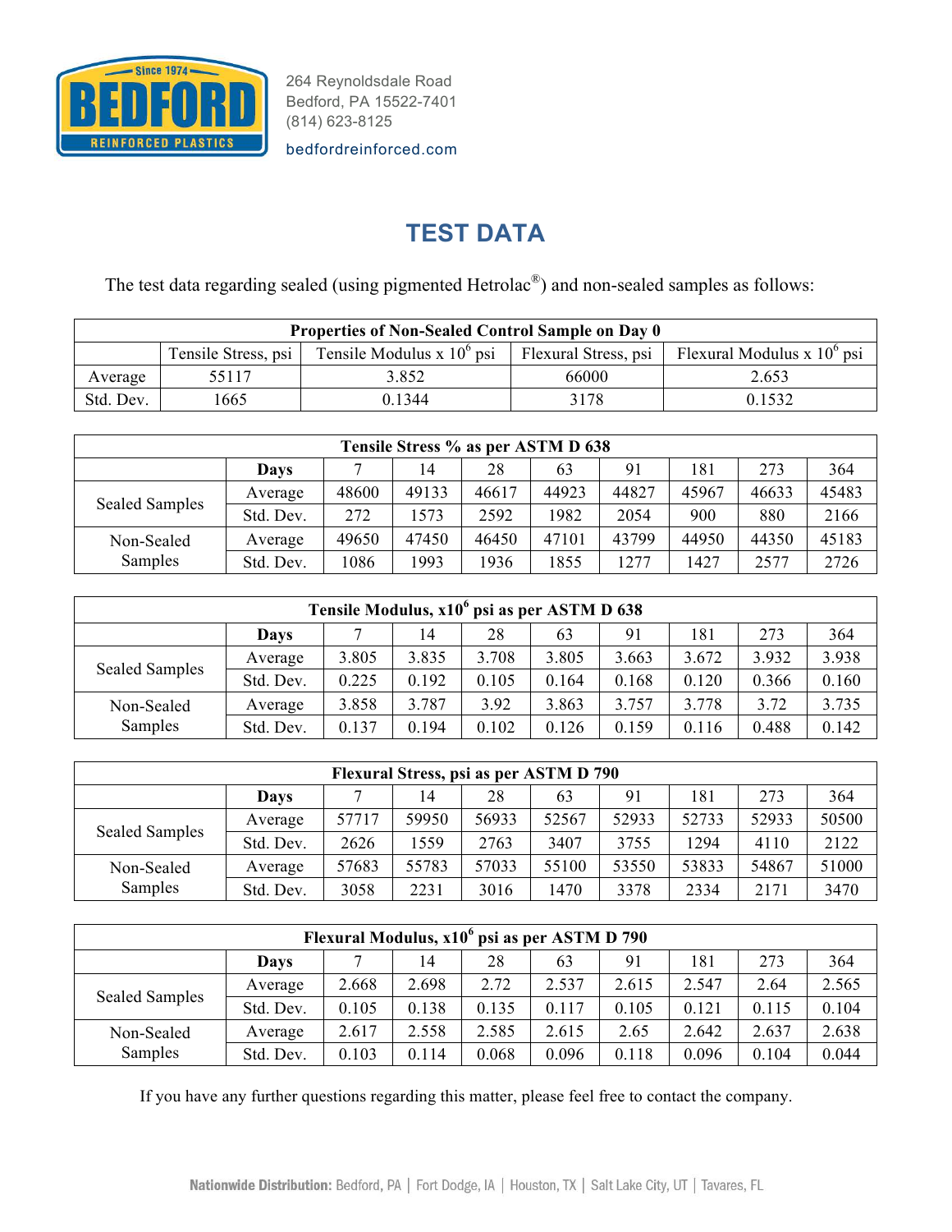264 Reynoldsdale Road
Bedford, PA 15522-7401
(814) 623-8125
bedfordreinforced.com

# TEST DATA

The test data regarding sealed (using pigmented Hetrolac®) and non-sealed samples as follows:

| Properties of Non-Sealed Control Sample on Day 0 | | | | |
|---|---|---|---|---|
| | Tensile Stress, psi | Tensile Modulus x $10^6$ psi | Flexural Stress, psi | Flexural Modulus x $10^6$ psi |
| Average | 55117 | 3.852 | 66000 | 2.653 |
| Std. Dev. | 1665 | 0.1344 | 3178 | 0.1532 |

| Tensile Stress % as per ASTM D 638 | | | | | | | | | |
|---|---|---|---|---|---|---|---|---|---|
| | Days | 7 | 14 | 28 | 63 | 91 | 181 | 273 | 364 |
| Sealed Samples | Average | 48600 | 49133 | 46617 | 44923 | 44827 | 45967 | 46633 | 45483 |
| | Std. Dev. | 272 | 1573 | 2592 | 1982 | 2054 | 900 | 880 | 2166 |
| Non-Sealed Samples | Average | 49650 | 47450 | 46450 | 47101 | 43799 | 44950 | 44350 | 45183 |
| | Std. Dev. | 1086 | 1993 | 1936 | 1855 | 1277 | 1427 | 2577 | 2726 |

| Tensile Modulus, x$10^6$ psi as per ASTM D 638 | | | | | | | | | |
|---|---|---|---|---|---|---|---|---|---|
| | Days | 7 | 14 | 28 | 63 | 91 | 181 | 273 | 364 |
| Sealed Samples | Average | 3.805 | 3.835 | 3.708 | 3.805 | 3.663 | 3.672 | 3.932 | 3.938 |
| | Std. Dev. | 0.225 | 0.192 | 0.105 | 0.164 | 0.168 | 0.120 | 0.366 | 0.160 |
| Non-Sealed Samples | Average | 3.858 | 3.787 | 3.92 | 3.863 | 3.757 | 3.778 | 3.72 | 3.735 |
| | Std. Dev. | 0.137 | 0.194 | 0.102 | 0.126 | 0.159 | 0.116 | 0.488 | 0.142 |

| Flexural Stress, psi as per ASTM D 790 | | | | | | | | | |
|---|---|---|---|---|---|---|---|---|---|
| | Days | 7 | 14 | 28 | 63 | 91 | 181 | 273 | 364 |
| Sealed Samples | Average | 57717 | 59950 | 56933 | 52567 | 52933 | 52733 | 52933 | 50500 |
| | Std. Dev. | 2626 | 1559 | 2763 | 3407 | 3755 | 1294 | 4110 | 2122 |
| Non-Sealed Samples | Average | 57683 | 55783 | 57033 | 55100 | 53550 | 53833 | 54867 | 51000 |
| | Std. Dev. | 3058 | 2231 | 3016 | 1470 | 3378 | 2334 | 2171 | 3470 |

| Flexural Modulus, x$10^6$ psi as per ASTM D 790 | | | | | | | | | |
|---|---|---|---|---|---|---|---|---|---|
| | Days | 7 | 14 | 28 | 63 | 91 | 181 | 273 | 364 |
| Sealed Samples | Average | 2.668 | 2.698 | 2.72 | 2.537 | 2.615 | 2.547 | 2.64 | 2.565 |
| | Std. Dev. | 0.105 | 0.138 | 0.135 | 0.117 | 0.105 | 0.121 | 0.115 | 0.104 |
| Non-Sealed Samples | Average | 2.617 | 2.558 | 2.585 | 2.615 | 2.65 | 2.642 | 2.637 | 2.638 |
| | Std. Dev. | 0.103 | 0.114 | 0.068 | 0.096 | 0.118 | 0.096 | 0.104 | 0.044 |

If you have any further questions regarding this matter, please feel free to contact the company.

**Nationwide Distribution:** Bedford, PA | Fort Dodge, IA | Houston, TX | Salt Lake City, UT | Tavares, FL